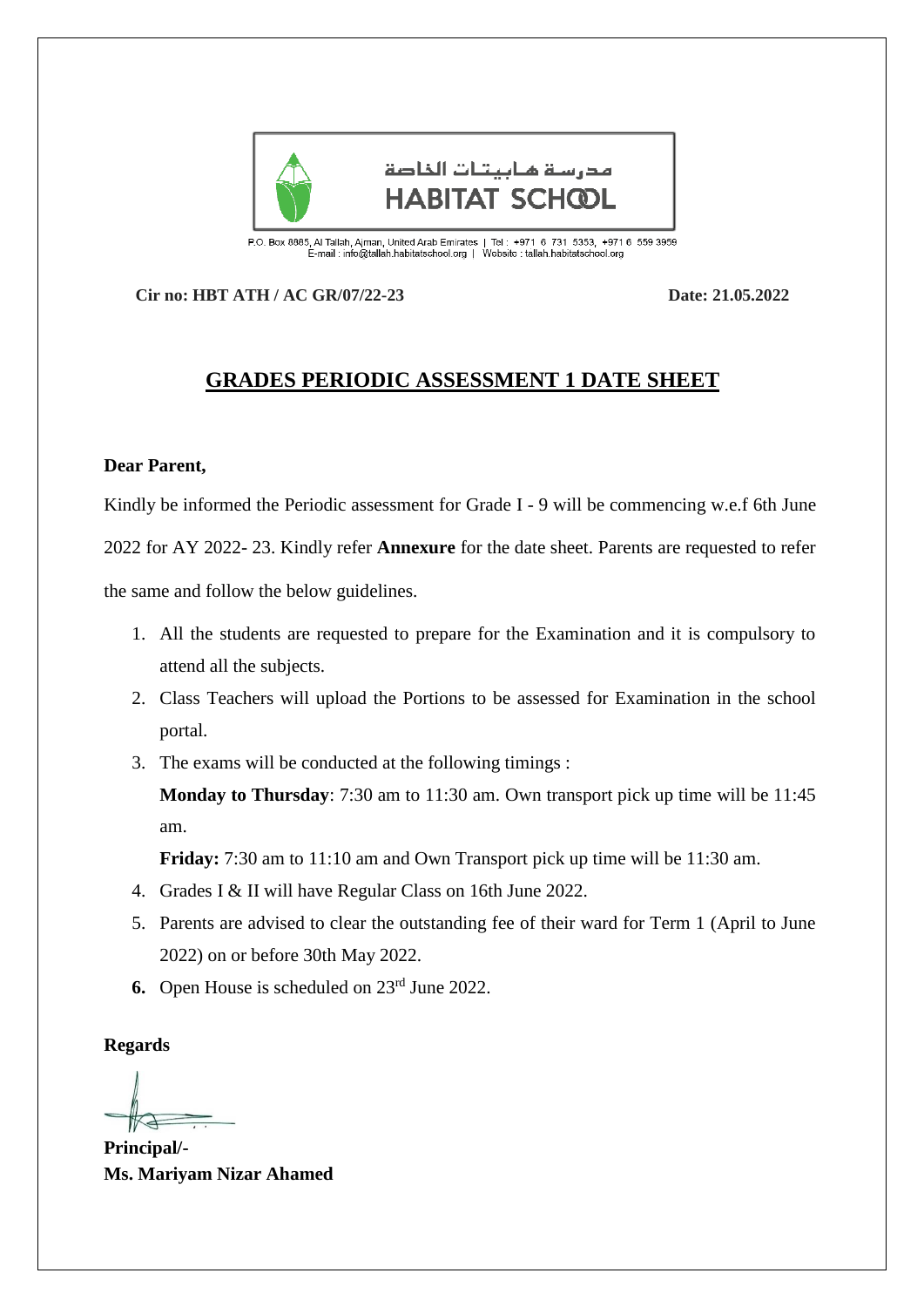مدرسة هابيتات الخاصة
HABITAT SCHOOL

P.O. Box 8885, Al Tallah, Ajman, United Arab Emirates | Tel : +971 6 731 5353, +971 6 559 3959
E-mail : info@tallah.habitatschool.org | Website : tallah.habitatschool.org

**Cir no: HBT ATH / AC GR/07/22-23** **Date: 21.05.2022**

## GRADES PERIODIC ASSESSMENT 1 DATE SHEET

**Dear Parent,**

Kindly be informed the Periodic assessment for Grade I - 9 will be commencing w.e.f 6th June 2022 for AY 2022- 23. Kindly refer **Annexure** for the date sheet. Parents are requested to refer the same and follow the below guidelines.

1. All the students are requested to prepare for the Examination and it is compulsory to attend all the subjects.
2. Class Teachers will upload the Portions to be assessed for Examination in the school portal.
3. The exams will be conducted at the following timings :

   **Monday to Thursday**: 7:30 am to 11:30 am. Own transport pick up time will be 11:45 am.

   **Friday:** 7:30 am to 11:10 am and Own Transport pick up time will be 11:30 am.
4. Grades I & II will have Regular Class on 16th June 2022.
5. Parents are advised to clear the outstanding fee of their ward for Term 1 (April to June 2022) on or before 30th May 2022.
6. Open House is scheduled on 23rd June 2022.

**Regards**

**Principal/-**
**Ms. Mariyam Nizar Ahamed**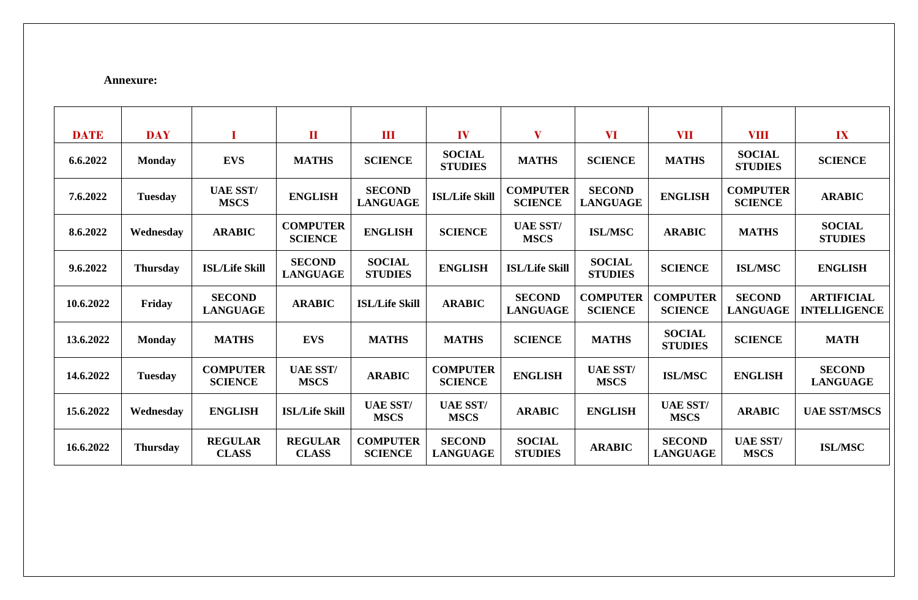**Annexure:**

| DATE | DAY | I | II | III | IV | V | VI | VII | VIII | IX |
|---|---|---|---|---|---|---|---|---|---|---|
| 6.6.2022 | Monday | EVS | MATHS | SCIENCE | SOCIAL STUDIES | MATHS | SCIENCE | MATHS | SOCIAL STUDIES | SCIENCE |
| 7.6.2022 | Tuesday | UAE SST/ MSCS | ENGLISH | SECOND LANGUAGE | ISL/Life Skill | COMPUTER SCIENCE | SECOND LANGUAGE | ENGLISH | COMPUTER SCIENCE | ARABIC |
| 8.6.2022 | Wednesday | ARABIC | COMPUTER SCIENCE | ENGLISH | SCIENCE | UAE SST/ MSCS | ISL/MSC | ARABIC | MATHS | SOCIAL STUDIES |
| 9.6.2022 | Thursday | ISL/Life Skill | SECOND LANGUAGE | SOCIAL STUDIES | ENGLISH | ISL/Life Skill | SOCIAL STUDIES | SCIENCE | ISL/MSC | ENGLISH |
| 10.6.2022 | Friday | SECOND LANGUAGE | ARABIC | ISL/Life Skill | ARABIC | SECOND LANGUAGE | COMPUTER SCIENCE | COMPUTER SCIENCE | SECOND LANGUAGE | ARTIFICIAL INTELLIGENCE |
| 13.6.2022 | Monday | MATHS | EVS | MATHS | MATHS | SCIENCE | MATHS | SOCIAL STUDIES | SCIENCE | MATH |
| 14.6.2022 | Tuesday | COMPUTER SCIENCE | UAE SST/ MSCS | ARABIC | COMPUTER SCIENCE | ENGLISH | UAE SST/ MSCS | ISL/MSC | ENGLISH | SECOND LANGUAGE |
| 15.6.2022 | Wednesday | ENGLISH | ISL/Life Skill | UAE SST/ MSCS | UAE SST/ MSCS | ARABIC | ENGLISH | UAE SST/ MSCS | ARABIC | UAE SST/MSCS |
| 16.6.2022 | Thursday | REGULAR CLASS | REGULAR CLASS | COMPUTER SCIENCE | SECOND LANGUAGE | SOCIAL STUDIES | ARABIC | SECOND LANGUAGE | UAE SST/ MSCS | ISL/MSC |